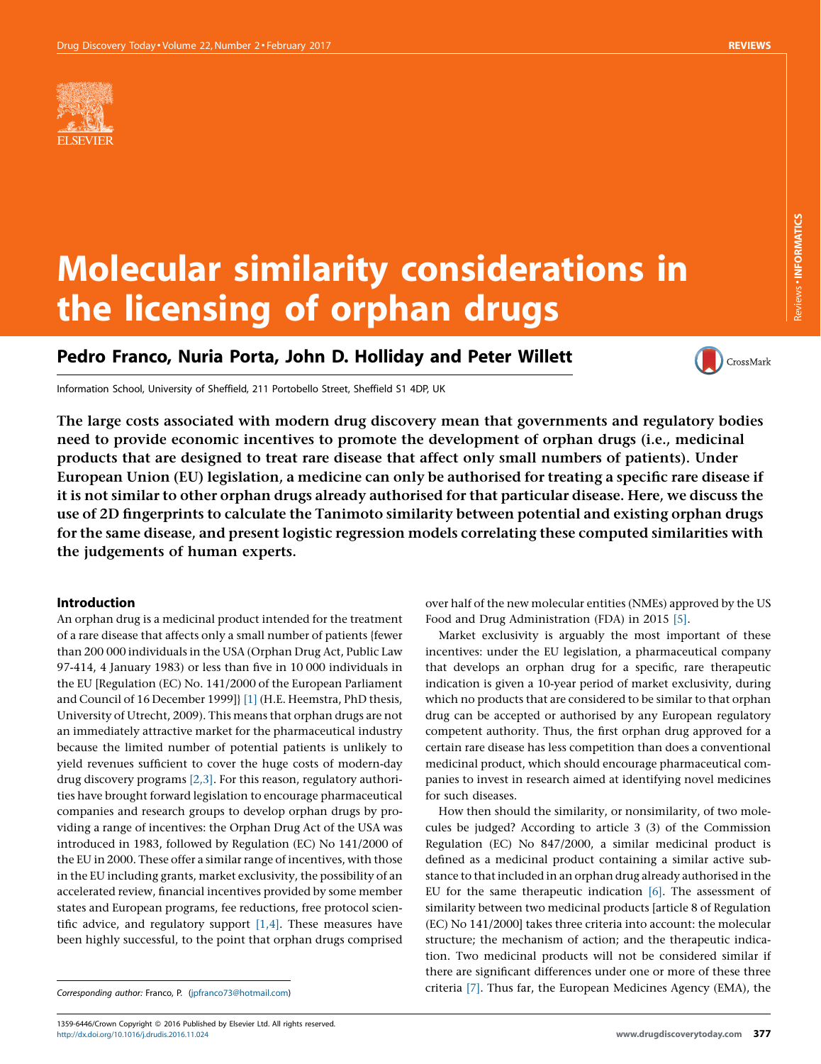# Molecular similarity considerations in the licensing of orphan drugs

## Pedro Franco, Nuria Porta, John D. Holliday and Peter Willett

Information School, University of Sheffield, 211 Portobello Street, Sheffield S1 4DP, UK

**The large costs associated with modern drug discovery mean that governments and regulatory bodies need to provide economic incentives to promote the development of orphan drugs (i.e., medicinal products that are designed to treat rare disease that affect only small numbers of patients). Under European Union (EU) legislation, a medicine can only be authorised for treating a specific rare disease if it is not similar to other orphan drugs already authorised for that particular disease. Here, we discuss the use of 2D fingerprints to calculate the Tanimoto similarity between potential and existing orphan drugs for the same disease, and present logistic regression models correlating these computed similarities with the judgements of human experts.**

### Introduction

An orphan drug is a medicinal product intended for the treatment of a rare disease that affects only a small number of patients {fewer than 200 000 individuals in the USA (Orphan Drug Act, Public Law 97-414, 4 January 1983) or less than five in 10 000 individuals in the EU [Regulation (EC) No. 141/2000 of the European Parliament and Council of 16 December 1999]} [1] (H.E. Heemstra, PhD thesis, University of Utrecht, 2009). This means that orphan drugs are not an immediately attractive market for the pharmaceutical industry because the limited number of potential patients is unlikely to yield revenues sufficient to cover the huge costs of modern-day drug discovery programs [2,3]. For this reason, regulatory authorities have brought forward legislation to encourage pharmaceutical companies and research groups to develop orphan drugs by providing a range of incentives: the Orphan Drug Act of the USA was introduced in 1983, followed by Regulation (EC) No 141/2000 of the EU in 2000. These offer a similar range of incentives, with those in the EU including grants, market exclusivity, the possibility of an accelerated review, financial incentives provided by some member states and European programs, fee reductions, free protocol scientific advice, and regulatory support [1,4]. These measures have been highly successful, to the point that orphan drugs comprised over half of the new molecular entities (NMEs) approved by the US Food and Drug Administration (FDA) in 2015 [5].

Market exclusivity is arguably the most important of these incentives: under the EU legislation, a pharmaceutical company that develops an orphan drug for a specific, rare therapeutic indication is given a 10-year period of market exclusivity, during which no products that are considered to be similar to that orphan drug can be accepted or authorised by any European regulatory competent authority. Thus, the first orphan drug approved for a certain rare disease has less competition than does a conventional medicinal product, which should encourage pharmaceutical companies to invest in research aimed at identifying novel medicines for such diseases.

How then should the similarity, or nonsimilarity, of two molecules be judged? According to article 3 (3) of the Commission Regulation (EC) No 847/2000, a similar medicinal product is defined as a medicinal product containing a similar active substance to that included in an orphan drug already authorised in the EU for the same therapeutic indication [6]. The assessment of similarity between two medicinal products [article 8 of Regulation (EC) No 141/2000] takes three criteria into account: the molecular structure; the mechanism of action; and the therapeutic indication. Two medicinal products will not be considered similar if there are significant differences under one or more of these three criteria [7]. Thus far, the European Medicines Agency (EMA), the

Corresponding author: Franco, P. (jpfranco73@hotmail.com)

1359-6446/Crown Copyright © 2016 Published by Elsevier Ltd. All rights reserved.
http://dx.doi.org/10.1016/j.drudis.2016.11.024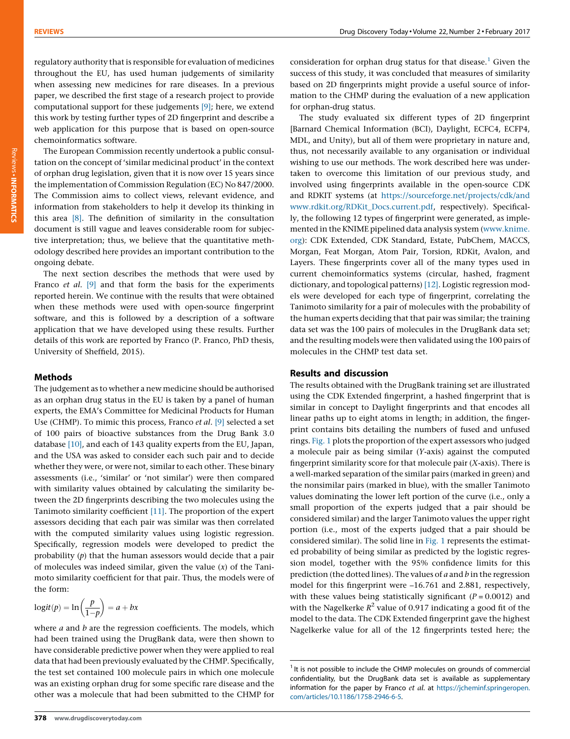regulatory authority that is responsible for evaluation of medicines throughout the EU, has used human judgements of similarity when assessing new medicines for rare diseases. In a previous paper, we described the first stage of a research project to provide computational support for these judgements [9]; here, we extend this work by testing further types of 2D fingerprint and describe a web application for this purpose that is based on open-source chemoinformatics software.

The European Commission recently undertook a public consultation on the concept of 'similar medicinal product' in the context of orphan drug legislation, given that it is now over 15 years since the implementation of Commission Regulation (EC) No 847/2000. The Commission aims to collect views, relevant evidence, and information from stakeholders to help it develop its thinking in this area [8]. The definition of similarity in the consultation document is still vague and leaves considerable room for subjective interpretation; thus, we believe that the quantitative methodology described here provides an important contribution to the ongoing debate.

The next section describes the methods that were used by Franco *et al*. [9] and that form the basis for the experiments reported herein. We continue with the results that were obtained when these methods were used with open-source fingerprint software, and this is followed by a description of a software application that we have developed using these results. Further details of this work are reported by Franco (P. Franco, PhD thesis, University of Sheffield, 2015).

## Methods

The judgement as to whether a new medicine should be authorised as an orphan drug status in the EU is taken by a panel of human experts, the EMA's Committee for Medicinal Products for Human Use (CHMP). To mimic this process, Franco *et al*. [9] selected a set of 100 pairs of bioactive substances from the Drug Bank 3.0 database [10], and each of 143 quality experts from the EU, Japan, and the USA was asked to consider each such pair and to decide whether they were, or were not, similar to each other. These binary assessments (i.e., 'similar' or 'not similar') were then compared with similarity values obtained by calculating the similarity between the 2D fingerprints describing the two molecules using the Tanimoto similarity coefficient [11]. The proportion of the expert assessors deciding that each pair was similar was then correlated with the computed similarity values using logistic regression. Specifically, regression models were developed to predict the probability ($p$) that the human assessors would decide that a pair of molecules was indeed similar, given the value ($x$) of the Tanimoto similarity coefficient for that pair. Thus, the models were of the form:

$$\text{logit}(p) = \ln\left(\frac{p}{1-p}\right) = a + bx$$

where $a$ and $b$ are the regression coefficients. The models, which had been trained using the DrugBank data, were then shown to have considerable predictive power when they were applied to real data that had been previously evaluated by the CHMP. Specifically, the test set contained 100 molecule pairs in which one molecule was an existing orphan drug for some specific rare disease and the other was a molecule that had been submitted to the CHMP for consideration for orphan drug status for that disease.[1] Given the success of this study, it was concluded that measures of similarity based on 2D fingerprints might provide a useful source of information to the CHMP during the evaluation of a new application for orphan-drug status.

The study evaluated six different types of 2D fingerprint [Barnard Chemical Information (BCI), Daylight, ECFC4, ECFP4, MDL, and Unity), but all of them were proprietary in nature and, thus, not necessarily available to any organisation or individual wishing to use our methods. The work described here was undertaken to overcome this limitation of our previous study, and involved using fingerprints available in the open-source CDK and RDKIT systems (at https://sourceforge.net/projects/cdk/and www.rdkit.org/RDKit_Docs.current.pdf, respectively). Specifically, the following 12 types of fingerprint were generated, as implemented in the KNIME pipelined data analysis system (www.knime.org): CDK Extended, CDK Standard, Estate, PubChem, MACCS, Morgan, Feat Morgan, Atom Pair, Torsion, RDKit, Avalon, and Layers. These fingerprints cover all of the many types used in current chemoinformatics systems (circular, hashed, fragment dictionary, and topological patterns) [12]. Logistic regression models were developed for each type of fingerprint, correlating the Tanimoto similarity for a pair of molecules with the probability of the human experts deciding that that pair was similar; the training data set was the 100 pairs of molecules in the DrugBank data set; and the resulting models were then validated using the 100 pairs of molecules in the CHMP test data set.

## Results and discussion

The results obtained with the DrugBank training set are illustrated using the CDK Extended fingerprint, a hashed fingerprint that is similar in concept to Daylight fingerprints and that encodes all linear paths up to eight atoms in length; in addition, the fingerprint contains bits detailing the numbers of fused and unfused rings. Fig. 1 plots the proportion of the expert assessors who judged a molecule pair as being similar (*Y*-axis) against the computed fingerprint similarity score for that molecule pair (*X*-axis). There is a well-marked separation of the similar pairs (marked in green) and the nonsimilar pairs (marked in blue), with the smaller Tanimoto values dominating the lower left portion of the curve (i.e., only a small proportion of the experts judged that a pair should be considered similar) and the larger Tanimoto values the upper right portion (i.e., most of the experts judged that a pair should be considered similar). The solid line in Fig. 1 represents the estimated probability of being similar as predicted by the logistic regression model, together with the 95% confidence limits for this prediction (the dotted lines). The values of $a$ and $b$ in the regression model for this fingerprint were –16.761 and 2.881, respectively, with these values being statistically significant ($P = 0.0012$) and with the Nagelkerke $R^2$ value of 0.917 indicating a good fit of the model to the data. The CDK Extended fingerprint gave the highest Nagelkerke value for all of the 12 fingerprints tested here; the

[1] It is not possible to include the CHMP molecules on grounds of commercial confidentiality, but the DrugBank data set is available as supplementary information for the paper by Franco *et al*. at https://jcheminf.springeropen.com/articles/10.1186/1758-2946-6-5.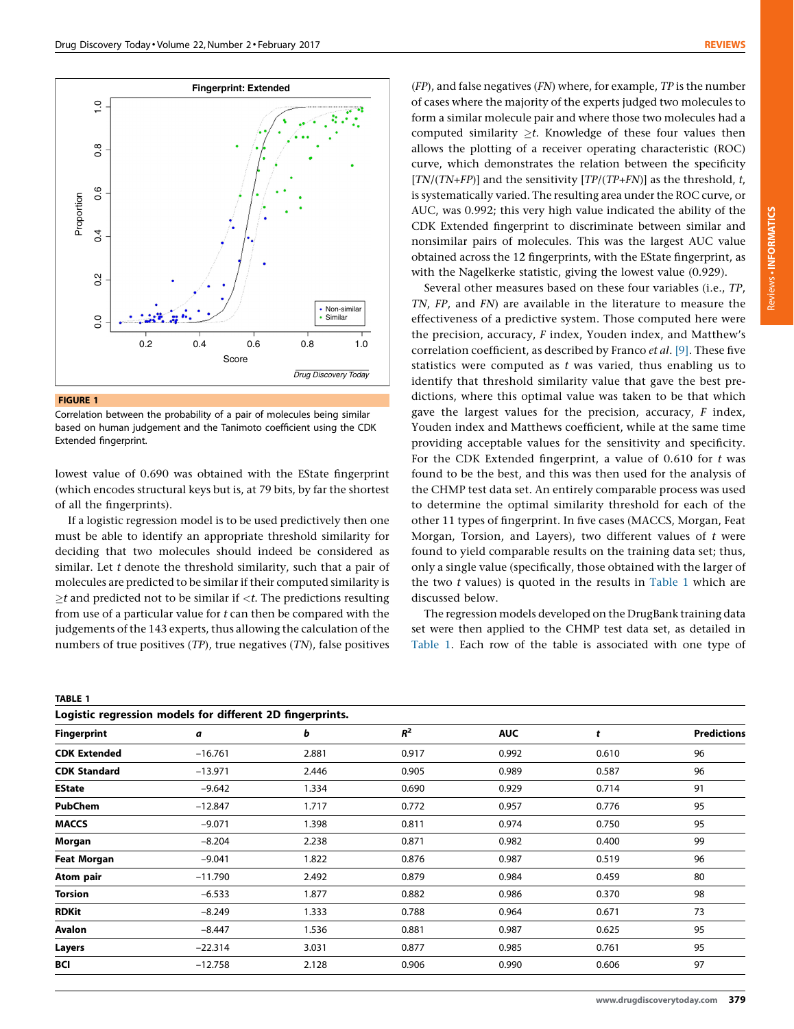FIGURE 1

Correlation between the probability of a pair of molecules being similar based on human judgement and the Tanimoto coefficient using the CDK Extended fingerprint.

lowest value of 0.690 was obtained with the EState fingerprint (which encodes structural keys but is, at 79 bits, by far the shortest of all the fingerprints).

If a logistic regression model is to be used predictively then one must be able to identify an appropriate threshold similarity for deciding that two molecules should indeed be considered as similar. Let $t$ denote the threshold similarity, such that a pair of molecules are predicted to be similar if their computed similarity is $\geq t$ and predicted not to be similar if $<t$. The predictions resulting from use of a particular value for $t$ can then be compared with the judgements of the 143 experts, thus allowing the calculation of the numbers of true positives ($TP$), true negatives ($TN$), false positives ($FP$), and false negatives ($FN$) where, for example, $TP$ is the number of cases where the majority of the experts judged two molecules to form a similar molecule pair and where those two molecules had a computed similarity $\geq t$. Knowledge of these four values then allows the plotting of a receiver operating characteristic (ROC) curve, which demonstrates the relation between the specificity [$TN/(TN+FP)$] and the sensitivity [$TP/(TP+FN)$] as the threshold, $t$, is systematically varied. The resulting area under the ROC curve, or AUC, was 0.992; this very high value indicated the ability of the CDK Extended fingerprint to discriminate between similar and nonsimilar pairs of molecules. This was the largest AUC value obtained across the 12 fingerprints, with the EState fingerprint, as with the Nagelkerke statistic, giving the lowest value (0.929).

Several other measures based on these four variables (i.e., $TP$, $TN$, $FP$, and $FN$) are available in the literature to measure the effectiveness of a predictive system. Those computed here were the precision, accuracy, $F$ index, Youden index, and Matthew's correlation coefficient, as described by Franco *et al.* [9]. These five statistics were computed as $t$ was varied, thus enabling us to identify that threshold similarity value that gave the best predictions, where this optimal value was taken to be that which gave the largest values for the precision, accuracy, $F$ index, Youden index and Matthews coefficient, while at the same time providing acceptable values for the sensitivity and specificity. For the CDK Extended fingerprint, a value of 0.610 for $t$ was found to be the best, and this was then used for the analysis of the CHMP test data set. An entirely comparable process was used to determine the optimal similarity threshold for each of the other 11 types of fingerprint. In five cases (MACCS, Morgan, Feat Morgan, Torsion, and Layers), two different values of $t$ were found to yield comparable results on the training data set; thus, only a single value (specifically, those obtained with the larger of the two $t$ values) is quoted in the results in Table 1 which are discussed below.

The regression models developed on the DrugBank training data set were then applied to the CHMP test data set, as detailed in Table 1. Each row of the table is associated with one type of

**TABLE 1**

**Logistic regression models for different 2D fingerprints.**

| Fingerprint | *a* | *b* | $R^2$ | AUC | *t* | Predictions |
|---|---|---|---|---|---|---|
| **CDK Extended** | −16.761 | 2.881 | 0.917 | 0.992 | 0.610 | 96 |
| **CDK Standard** | −13.971 | 2.446 | 0.905 | 0.989 | 0.587 | 96 |
| **EState** | −9.642 | 1.334 | 0.690 | 0.929 | 0.714 | 91 |
| **PubChem** | −12.847 | 1.717 | 0.772 | 0.957 | 0.776 | 95 |
| **MACCS** | −9.071 | 1.398 | 0.811 | 0.974 | 0.750 | 95 |
| **Morgan** | −8.204 | 2.238 | 0.871 | 0.982 | 0.400 | 99 |
| **Feat Morgan** | −9.041 | 1.822 | 0.876 | 0.987 | 0.519 | 96 |
| **Atom pair** | −11.790 | 2.492 | 0.879 | 0.984 | 0.459 | 80 |
| **Torsion** | −6.533 | 1.877 | 0.882 | 0.986 | 0.370 | 98 |
| **RDKit** | −8.249 | 1.333 | 0.788 | 0.964 | 0.671 | 73 |
| **Avalon** | −8.447 | 1.536 | 0.881 | 0.987 | 0.625 | 95 |
| **Layers** | −22.314 | 3.031 | 0.877 | 0.985 | 0.761 | 95 |
| **BCI** | −12.758 | 2.128 | 0.906 | 0.990 | 0.606 | 97 |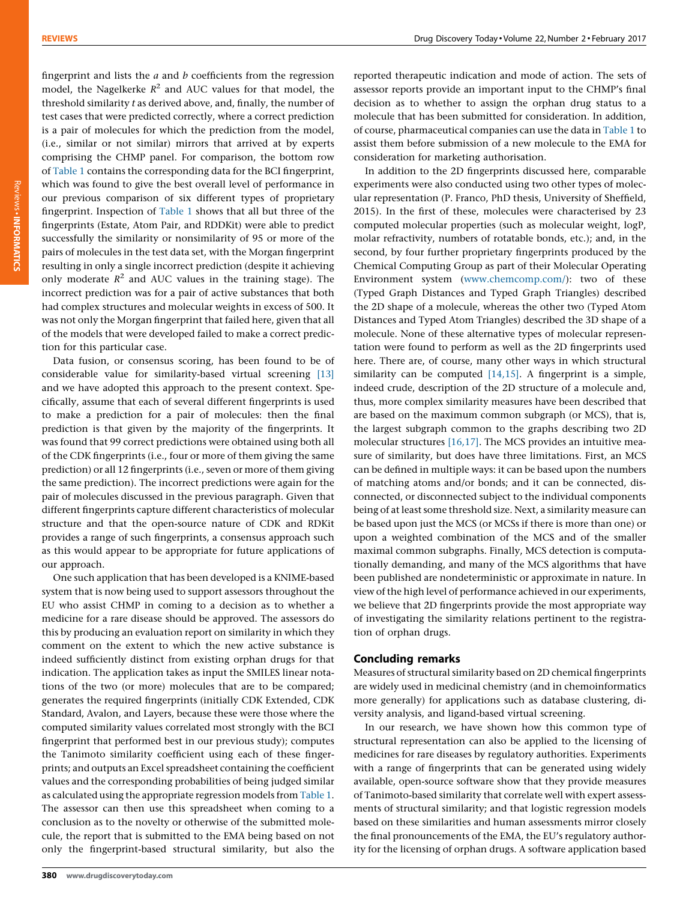fingerprint and lists the *a* and *b* coefficients from the regression model, the Nagelkerke $R^2$ and AUC values for that model, the threshold similarity *t* as derived above, and, finally, the number of test cases that were predicted correctly, where a correct prediction is a pair of molecules for which the prediction from the model, (i.e., similar or not similar) mirrors that arrived at by experts comprising the CHMP panel. For comparison, the bottom row of Table 1 contains the corresponding data for the BCI fingerprint, which was found to give the best overall level of performance in our previous comparison of six different types of proprietary fingerprint. Inspection of Table 1 shows that all but three of the fingerprints (Estate, Atom Pair, and RDDKit) were able to predict successfully the similarity or nonsimilarity of 95 or more of the pairs of molecules in the test data set, with the Morgan fingerprint resulting in only a single incorrect prediction (despite it achieving only moderate $R^2$ and AUC values in the training stage). The incorrect prediction was for a pair of active substances that both had complex structures and molecular weights in excess of 500. It was not only the Morgan fingerprint that failed here, given that all of the models that were developed failed to make a correct prediction for this particular case.

Data fusion, or consensus scoring, has been found to be of considerable value for similarity-based virtual screening [13] and we have adopted this approach to the present context. Specifically, assume that each of several different fingerprints is used to make a prediction for a pair of molecules: then the final prediction is that given by the majority of the fingerprints. It was found that 99 correct predictions were obtained using both all of the CDK fingerprints (i.e., four or more of them giving the same prediction) or all 12 fingerprints (i.e., seven or more of them giving the same prediction). The incorrect predictions were again for the pair of molecules discussed in the previous paragraph. Given that different fingerprints capture different characteristics of molecular structure and that the open-source nature of CDK and RDKit provides a range of such fingerprints, a consensus approach such as this would appear to be appropriate for future applications of our approach.

One such application that has been developed is a KNIME-based system that is now being used to support assessors throughout the EU who assist CHMP in coming to a decision as to whether a medicine for a rare disease should be approved. The assessors do this by producing an evaluation report on similarity in which they comment on the extent to which the new active substance is indeed sufficiently distinct from existing orphan drugs for that indication. The application takes as input the SMILES linear notations of the two (or more) molecules that are to be compared; generates the required fingerprints (initially CDK Extended, CDK Standard, Avalon, and Layers, because these were those where the computed similarity values correlated most strongly with the BCI fingerprint that performed best in our previous study); computes the Tanimoto similarity coefficient using each of these fingerprints; and outputs an Excel spreadsheet containing the coefficient values and the corresponding probabilities of being judged similar as calculated using the appropriate regression models from Table 1. The assessor can then use this spreadsheet when coming to a conclusion as to the novelty or otherwise of the submitted molecule, the report that is submitted to the EMA being based on not only the fingerprint-based structural similarity, but also the reported therapeutic indication and mode of action. The sets of assessor reports provide an important input to the CHMP's final decision as to whether to assign the orphan drug status to a molecule that has been submitted for consideration. In addition, of course, pharmaceutical companies can use the data in Table 1 to assist them before submission of a new molecule to the EMA for consideration for marketing authorisation.

In addition to the 2D fingerprints discussed here, comparable experiments were also conducted using two other types of molecular representation (P. Franco, PhD thesis, University of Sheffield, 2015). In the first of these, molecules were characterised by 23 computed molecular properties (such as molecular weight, logP, molar refractivity, numbers of rotatable bonds, etc.); and, in the second, by four further proprietary fingerprints produced by the Chemical Computing Group as part of their Molecular Operating Environment system (www.chemcomp.com/): two of these (Typed Graph Distances and Typed Graph Triangles) described the 2D shape of a molecule, whereas the other two (Typed Atom Distances and Typed Atom Triangles) described the 3D shape of a molecule. None of these alternative types of molecular representation were found to perform as well as the 2D fingerprints used here. There are, of course, many other ways in which structural similarity can be computed [14,15]. A fingerprint is a simple, indeed crude, description of the 2D structure of a molecule and, thus, more complex similarity measures have been described that are based on the maximum common subgraph (or MCS), that is, the largest subgraph common to the graphs describing two 2D molecular structures [16,17]. The MCS provides an intuitive measure of similarity, but does have three limitations. First, an MCS can be defined in multiple ways: it can be based upon the numbers of matching atoms and/or bonds; and it can be connected, disconnected, or disconnected subject to the individual components being of at least some threshold size. Next, a similarity measure can be based upon just the MCS (or MCSs if there is more than one) or upon a weighted combination of the MCS and of the smaller maximal common subgraphs. Finally, MCS detection is computationally demanding, and many of the MCS algorithms that have been published are nondeterministic or approximate in nature. In view of the high level of performance achieved in our experiments, we believe that 2D fingerprints provide the most appropriate way of investigating the similarity relations pertinent to the registration of orphan drugs.

## Concluding remarks

Measures of structural similarity based on 2D chemical fingerprints are widely used in medicinal chemistry (and in chemoinformatics more generally) for applications such as database clustering, diversity analysis, and ligand-based virtual screening.

In our research, we have shown how this common type of structural representation can also be applied to the licensing of medicines for rare diseases by regulatory authorities. Experiments with a range of fingerprints that can be generated using widely available, open-source software show that they provide measures of Tanimoto-based similarity that correlate well with expert assessments of structural similarity; and that logistic regression models based on these similarities and human assessments mirror closely the final pronouncements of the EMA, the EU's regulatory authority for the licensing of orphan drugs. A software application based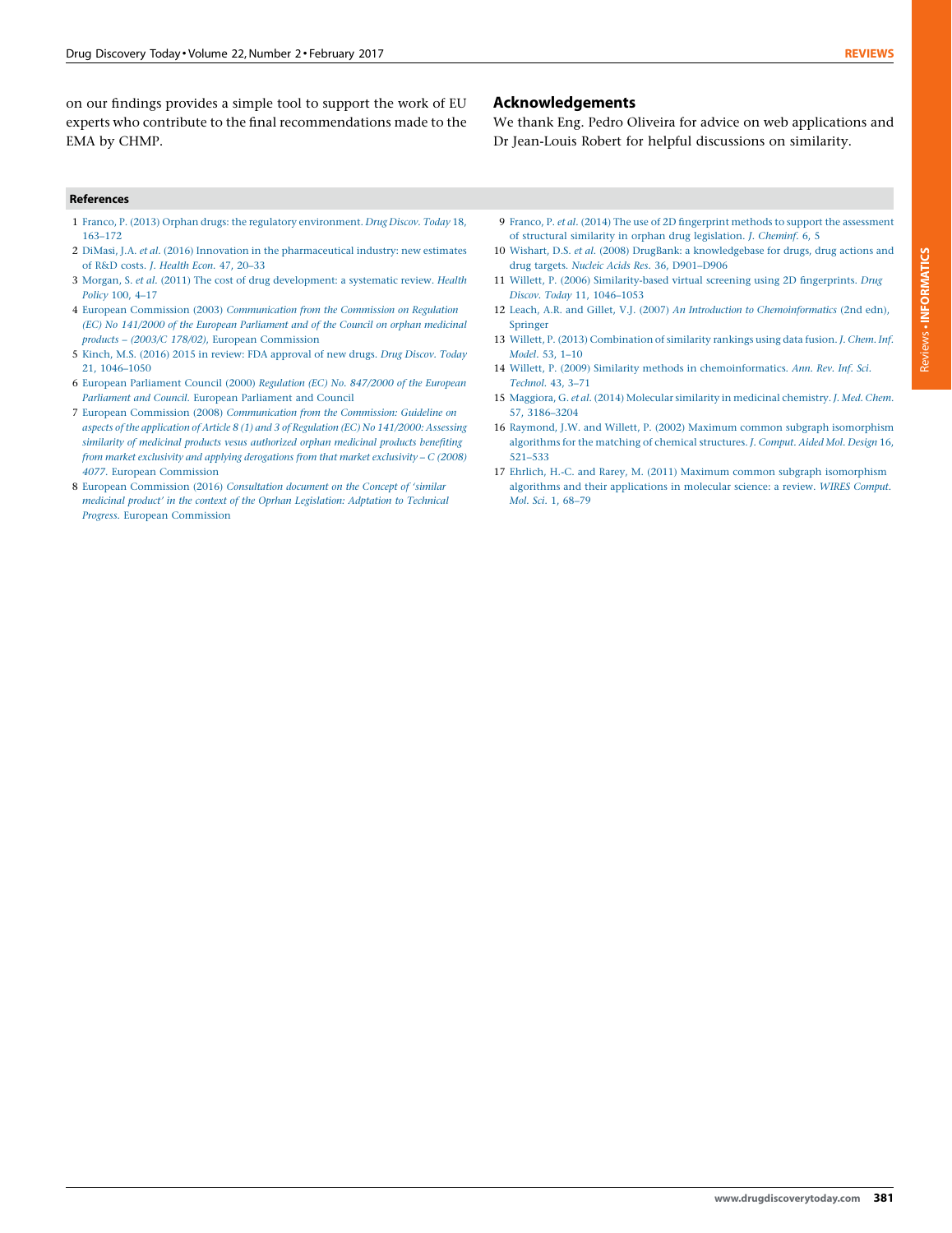on our findings provides a simple tool to support the work of EU experts who contribute to the final recommendations made to the EMA by CHMP.

## Acknowledgements

We thank Eng. Pedro Oliveira for advice on web applications and Dr Jean-Louis Robert for helpful discussions on similarity.

## References

1. Franco, P. (2013) Orphan drugs: the regulatory environment. *Drug Discov. Today* 18, 163–172
2. DiMasi, J.A. *et al.* (2016) Innovation in the pharmaceutical industry: new estimates of R&D costs. *J. Health Econ.* 47, 20–33
3. Morgan, S. *et al.* (2011) The cost of drug development: a systematic review. *Health Policy* 100, 4–17
4. European Commission (2003) *Communication from the Commission on Regulation (EC) No 141/2000 of the European Parliament and of the Council on orphan medicinal products – (2003/C 178/02)*, European Commission
5. Kinch, M.S. (2016) 2015 in review: FDA approval of new drugs. *Drug Discov. Today* 21, 1046–1050
6. European Parliament Council (2000) *Regulation (EC) No. 847/2000 of the European Parliament and Council*. European Parliament and Council
7. European Commission (2008) *Communication from the Commission: Guideline on aspects of the application of Article 8 (1) and 3 of Regulation (EC) No 141/2000: Assessing similarity of medicinal products vesus authorized orphan medicinal products benefiting from market exclusivity and applying derogations from that market exclusivity – C (2008) 4077*. European Commission
8. European Commission (2016) *Consultation document on the Concept of 'similar medicinal product' in the context of the Oprhan Legislation: Adptation to Technical Progress*. European Commission
9. Franco, P. *et al.* (2014) The use of 2D fingerprint methods to support the assessment of structural similarity in orphan drug legislation. *J. Cheminf.* 6, 5
10. Wishart, D.S. *et al.* (2008) DrugBank: a knowledgebase for drugs, drug actions and drug targets. *Nucleic Acids Res.* 36, D901–D906
11. Willett, P. (2006) Similarity-based virtual screening using 2D fingerprints. *Drug Discov. Today* 11, 1046–1053
12. Leach, A.R. and Gillet, V.J. (2007) *An Introduction to Chemoinformatics* (2nd edn), Springer
13. Willett, P. (2013) Combination of similarity rankings using data fusion. *J. Chem. Inf. Model.* 53, 1–10
14. Willett, P. (2009) Similarity methods in chemoinformatics. *Ann. Rev. Inf. Sci. Technol.* 43, 3–71
15. Maggiora, G. *et al.* (2014) Molecular similarity in medicinal chemistry. *J. Med. Chem.* 57, 3186–3204
16. Raymond, J.W. and Willett, P. (2002) Maximum common subgraph isomorphism algorithms for the matching of chemical structures. *J. Comput. Aided Mol. Design* 16, 521–533
17. Ehrlich, H.-C. and Rarey, M. (2011) Maximum common subgraph isomorphism algorithms and their applications in molecular science: a review. *WIRES Comput. Mol. Sci.* 1, 68–79